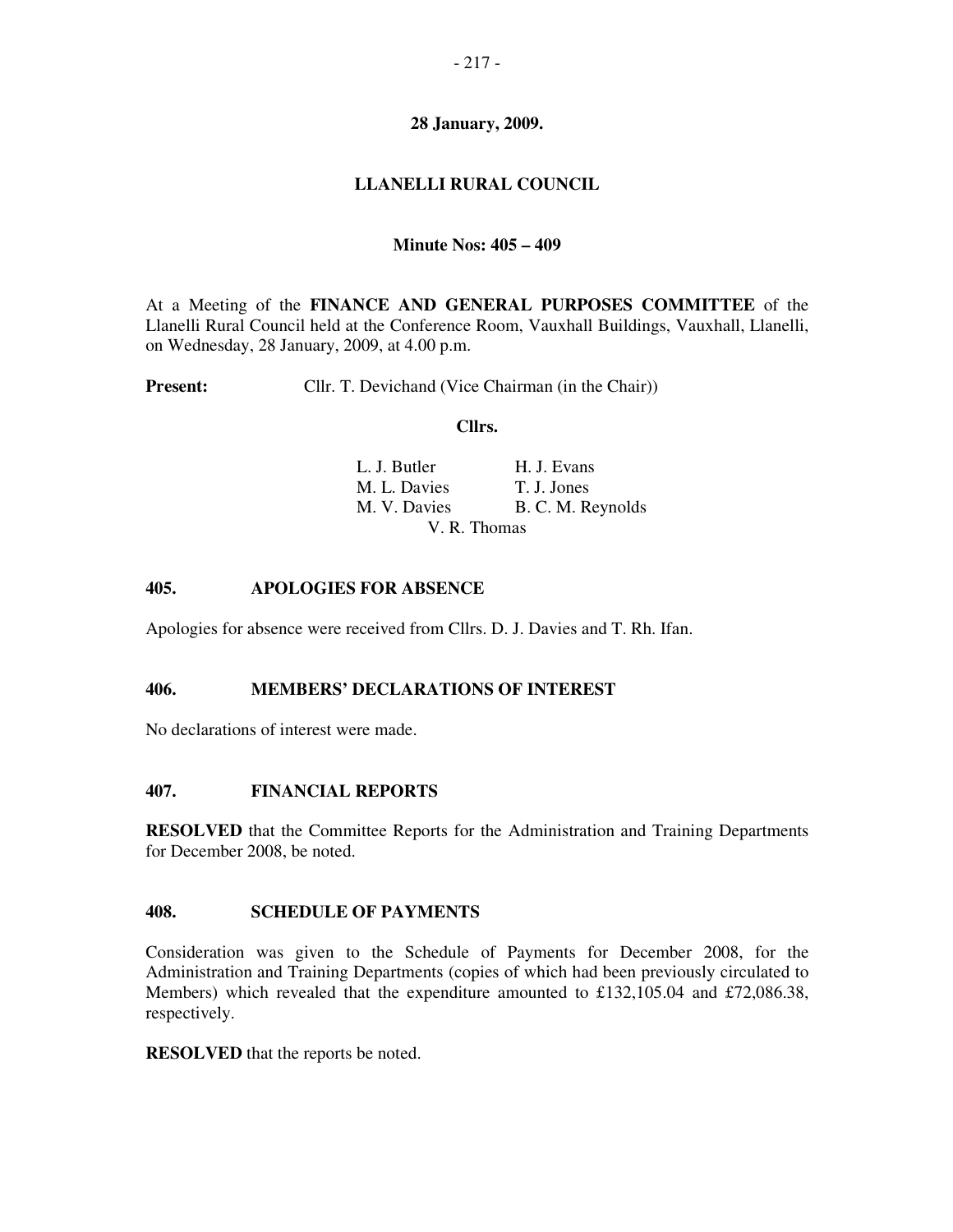**28 January, 2009.**

**LLANELLI RURAL COUNCIL**

**Minute Nos: 405 – 409**

At a Meeting of the **FINANCE AND GENERAL PURPOSES COMMITTEE** of the Llanelli Rural Council held at the Conference Room, Vauxhall Buildings, Vauxhall, Llanelli, on Wednesday, 28 January, 2009, at 4.00 p.m.

**Present:** Cllr. T. Devichand (Vice Chairman (in the Chair))

**Cllrs.**

L. J. Butler
M. L. Davies
M. V. Davies
H. J. Evans
T. J. Jones
B. C. M. Reynolds
V. R. Thomas

### 405. APOLOGIES FOR ABSENCE

Apologies for absence were received from Cllrs. D. J. Davies and T. Rh. Ifan.

### 406. MEMBERS' DECLARATIONS OF INTEREST

No declarations of interest were made.

### 407. FINANCIAL REPORTS

**RESOLVED** that the Committee Reports for the Administration and Training Departments for December 2008, be noted.

### 408. SCHEDULE OF PAYMENTS

Consideration was given to the Schedule of Payments for December 2008, for the Administration and Training Departments (copies of which had been previously circulated to Members) which revealed that the expenditure amounted to £132,105.04 and £72,086.38, respectively.

**RESOLVED** that the reports be noted.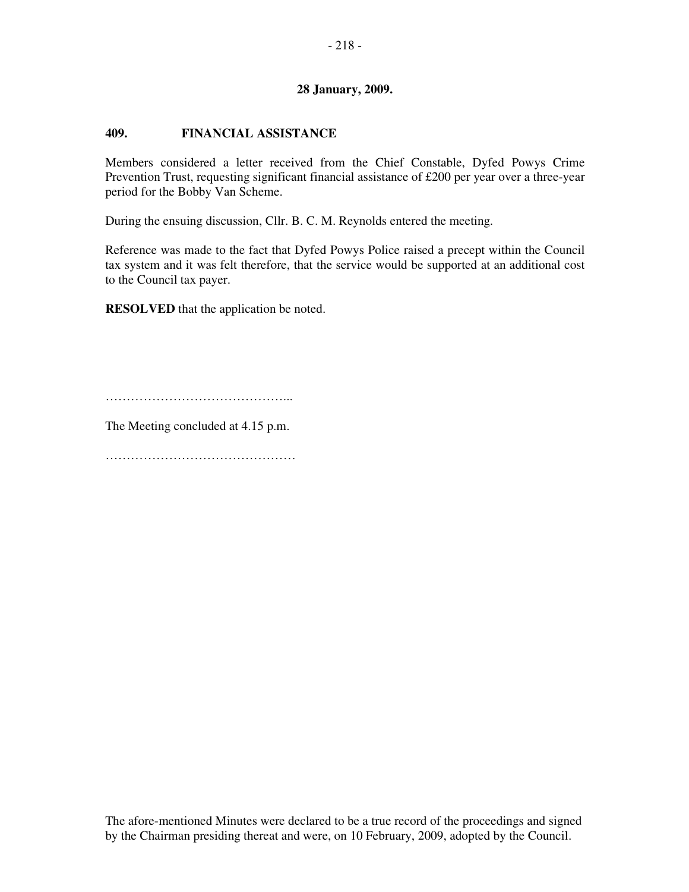**28 January, 2009.**

**409. FINANCIAL ASSISTANCE**

Members considered a letter received from the Chief Constable, Dyfed Powys Crime Prevention Trust, requesting significant financial assistance of £200 per year over a three-year period for the Bobby Van Scheme.

During the ensuing discussion, Cllr. B. C. M. Reynolds entered the meeting.

Reference was made to the fact that Dyfed Powys Police raised a precept within the Council tax system and it was felt therefore, that the service would be supported at an additional cost to the Council tax payer.

**RESOLVED** that the application be noted.

……………………………………...

The Meeting concluded at 4.15 p.m.

………………………………………

The afore-mentioned Minutes were declared to be a true record of the proceedings and signed by the Chairman presiding thereat and were, on 10 February, 2009, adopted by the Council.